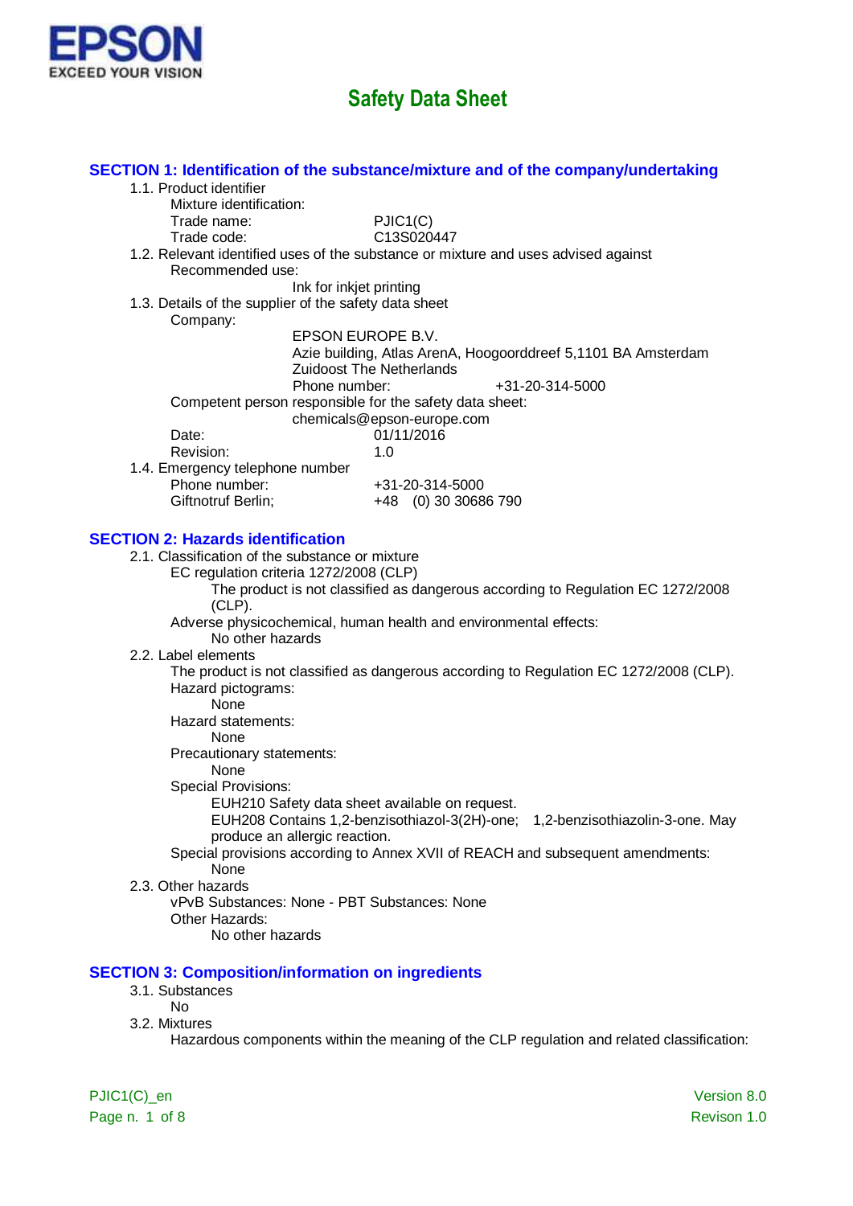EPSON
EXCEED YOUR VISION

# Safety Data Sheet

## SECTION 1: Identification of the substance/mixture and of the company/undertaking

1.1. Product identifier

Mixture identification:

Trade name: PJIC1(C)

Trade code: C13S020447

1.2. Relevant identified uses of the substance or mixture and uses advised against

Recommended use:

Ink for inkjet printing

1.3. Details of the supplier of the safety data sheet

Company:

EPSON EUROPE B.V.
Azie building, Atlas ArenA, Hoogoorddreef 5,1101 BA Amsterdam Zuidoost The Netherlands
Phone number: +31-20-314-5000

Competent person responsible for the safety data sheet:

chemicals@epson-europe.com

Date: 01/11/2016

Revision: 1.0

1.4. Emergency telephone number

Phone number: +31-20-314-5000

Giftnotruf Berlin; +48 (0) 30 30686 790

## SECTION 2: Hazards identification

2.1. Classification of the substance or mixture

EC regulation criteria 1272/2008 (CLP)

The product is not classified as dangerous according to Regulation EC 1272/2008 (CLP).

Adverse physicochemical, human health and environmental effects:

No other hazards

2.2. Label elements

The product is not classified as dangerous according to Regulation EC 1272/2008 (CLP).

Hazard pictograms:

None

Hazard statements:

None

Precautionary statements:

None

Special Provisions:

EUH210 Safety data sheet available on request.
EUH208 Contains 1,2-benzisothiazol-3(2H)-one; 1,2-benzisothiazolin-3-one. May produce an allergic reaction.

Special provisions according to Annex XVII of REACH and subsequent amendments:

None

2.3. Other hazards

vPvB Substances: None - PBT Substances: None

Other Hazards:

No other hazards

## SECTION 3: Composition/information on ingredients

3.1. Substances

No

3.2. Mixtures

Hazardous components within the meaning of the CLP regulation and related classification: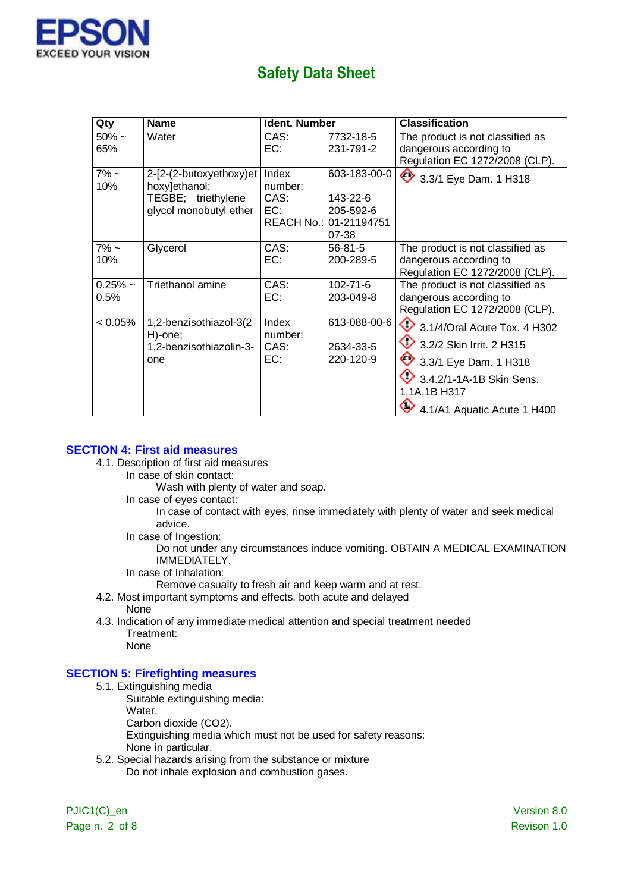| Qty | Name | Ident. Number | | Classification |
|---|---|---|---|---|
| 50% ~ 65% | Water | CAS:<br>EC: | 7732-18-5<br>231-791-2 | The product is not classified as dangerous according to Regulation EC 1272/2008 (CLP). |
| 7% ~ 10% | 2-[2-(2-butoxyethoxy)ethoxy]ethanol; TEGBE; triethylene glycol monobutyl ether | Index number:<br>CAS:<br>EC:<br>REACH No.: | 603-183-00-0<br>143-22-6<br>205-592-6<br>01-2119475107-38 | 3.3/1 Eye Dam. 1 H318 |
| 7% ~ 10% | Glycerol | CAS:<br>EC: | 56-81-5<br>200-289-5 | The product is not classified as dangerous according to Regulation EC 1272/2008 (CLP). |
| 0.25% ~ 0.5% | Triethanol amine | CAS:<br>EC: | 102-71-6<br>203-049-8 | The product is not classified as dangerous according to Regulation EC 1272/2008 (CLP). |
| < 0.05% | 1,2-benzisothiazol-3(2H)-one; 1,2-benzisothiazolin-3-one | Index number:<br>CAS:<br>EC: | 613-088-00-6<br>2634-33-5<br>220-120-9 | 3.1/4/Oral Acute Tox. 4 H302<br>3.2/2 Skin Irrit. 2 H315<br>3.3/1 Eye Dam. 1 H318<br>3.4.2/1-1A-1B Skin Sens. 1,1A,1B H317<br>4.1/A1 Aquatic Acute 1 H400 |

## SECTION 4: First aid measures

4.1. Description of first aid measures

In case of skin contact:

Wash with plenty of water and soap.

In case of eyes contact:

In case of contact with eyes, rinse immediately with plenty of water and seek medical advice.

In case of Ingestion:

Do not under any circumstances induce vomiting. OBTAIN A MEDICAL EXAMINATION IMMEDIATELY.

In case of Inhalation:

Remove casualty to fresh air and keep warm and at rest.

4.2. Most important symptoms and effects, both acute and delayed

None

4.3. Indication of any immediate medical attention and special treatment needed

Treatment:

None

## SECTION 5: Firefighting measures

5.1. Extinguishing media

Suitable extinguishing media:

Water.

Carbon dioxide ($CO_2$).

Extinguishing media which must not be used for safety reasons:

None in particular.

5.2. Special hazards arising from the substance or mixture

Do not inhale explosion and combustion gases.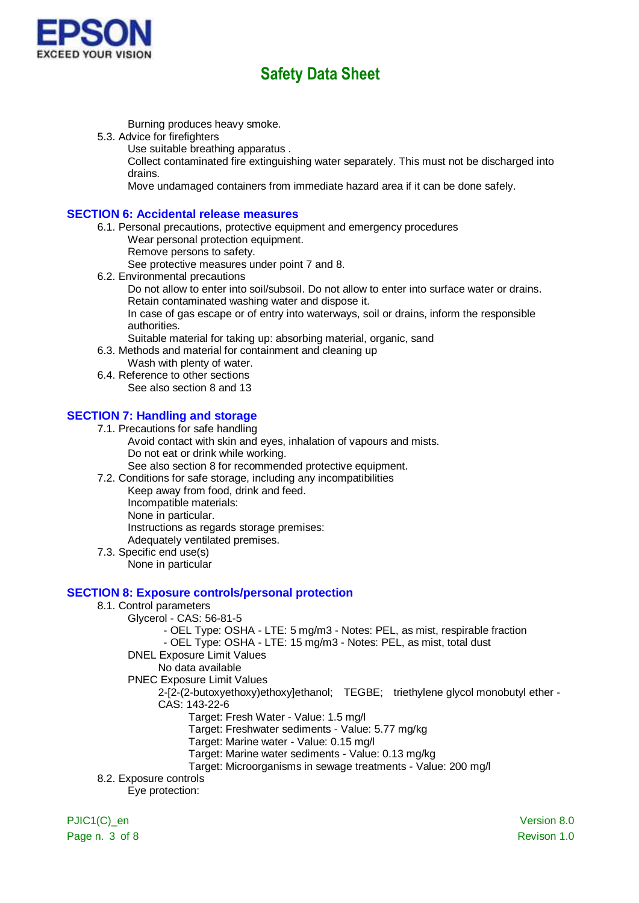Burning produces heavy smoke.

5.3. Advice for firefighters

Use suitable breathing apparatus .

Collect contaminated fire extinguishing water separately. This must not be discharged into drains.

Move undamaged containers from immediate hazard area if it can be done safely.

## SECTION 6: Accidental release measures

6.1. Personal precautions, protective equipment and emergency procedures

Wear personal protection equipment.

Remove persons to safety.

See protective measures under point 7 and 8.

6.2. Environmental precautions

Do not allow to enter into soil/subsoil. Do not allow to enter into surface water or drains.

Retain contaminated washing water and dispose it.

In case of gas escape or of entry into waterways, soil or drains, inform the responsible authorities.

Suitable material for taking up: absorbing material, organic, sand

6.3. Methods and material for containment and cleaning up

Wash with plenty of water.

6.4. Reference to other sections

See also section 8 and 13

## SECTION 7: Handling and storage

7.1. Precautions for safe handling

Avoid contact with skin and eyes, inhalation of vapours and mists.

Do not eat or drink while working.

See also section 8 for recommended protective equipment.

7.2. Conditions for safe storage, including any incompatibilities

Keep away from food, drink and feed.

Incompatible materials:

None in particular.

Instructions as regards storage premises:

Adequately ventilated premises.

7.3. Specific end use(s)

None in particular

## SECTION 8: Exposure controls/personal protection

8.1. Control parameters

Glycerol - CAS: 56-81-5

- OEL Type: OSHA - LTE: 5 mg/m3 - Notes: PEL, as mist, respirable fraction
- OEL Type: OSHA - LTE: 15 mg/m3 - Notes: PEL, as mist, total dust

DNEL Exposure Limit Values

No data available

PNEC Exposure Limit Values

2-[2-(2-butoxyethoxy)ethoxy]ethanol; TEGBE; triethylene glycol monobutyl ether - CAS: 143-22-6

Target: Fresh Water - Value: 1.5 mg/l

Target: Freshwater sediments - Value: 5.77 mg/kg

Target: Marine water - Value: 0.15 mg/l

Target: Marine water sediments - Value: 0.13 mg/kg

Target: Microorganisms in sewage treatments - Value: 200 mg/l

8.2. Exposure controls

Eye protection: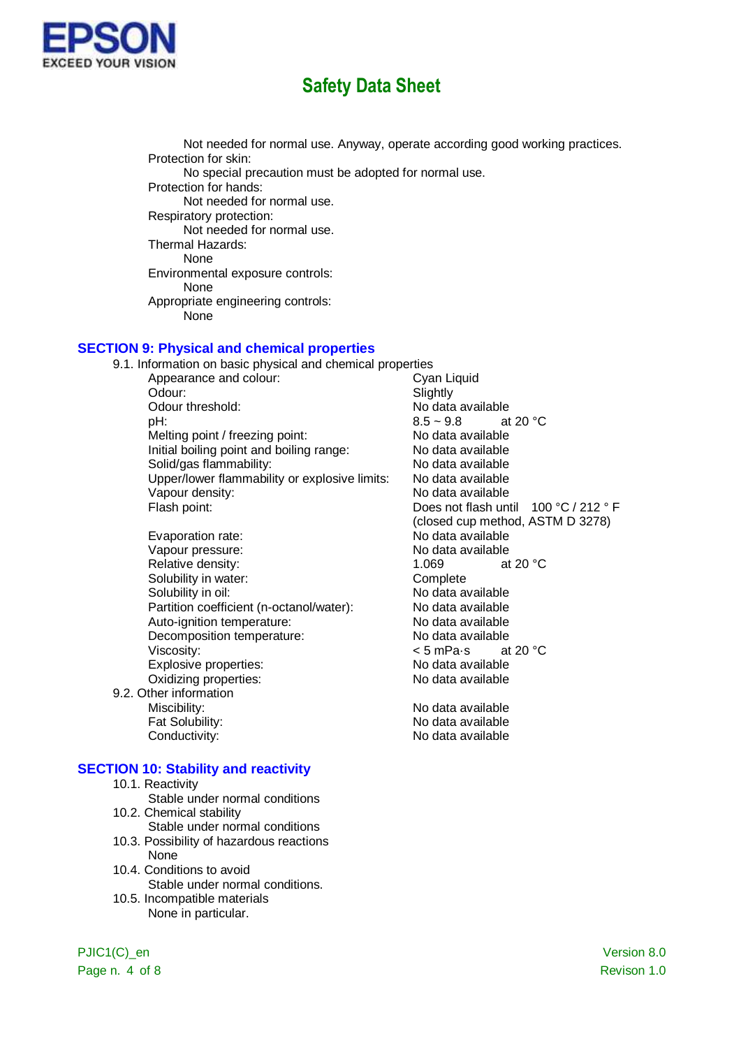Not needed for normal use. Anyway, operate according good working practices.

Protection for skin:

No special precaution must be adopted for normal use.

Protection for hands:

Not needed for normal use.

Respiratory protection:

Not needed for normal use.

Thermal Hazards:

None

Environmental exposure controls:

None

Appropriate engineering controls:

None

## SECTION 9: Physical and chemical properties

9.1. Information on basic physical and chemical properties

| Property | Value |
|---|---|
| Appearance and colour: | Cyan Liquid |
| Odour: | Slightly |
| Odour threshold: | No data available |
| pH: | 8.5 ~ 9.8 at 20 °C |
| Melting point / freezing point: | No data available |
| Initial boiling point and boiling range: | No data available |
| Solid/gas flammability: | No data available |
| Upper/lower flammability or explosive limits: | No data available |
| Vapour density: | No data available |
| Flash point: | Does not flash until 100 °C / 212 ° F (closed cup method, ASTM D 3278) |
| Evaporation rate: | No data available |
| Vapour pressure: | No data available |
| Relative density: | 1.069 at 20 °C |
| Solubility in water: | Complete |
| Solubility in oil: | No data available |
| Partition coefficient (n-octanol/water): | No data available |
| Auto-ignition temperature: | No data available |
| Decomposition temperature: | No data available |
| Viscosity: | < 5 mPa·s at 20 °C |
| Explosive properties: | No data available |
| Oxidizing properties: | No data available |

9.2. Other information

| Property | Value |
|---|---|
| Miscibility: | No data available |
| Fat Solubility: | No data available |
| Conductivity: | No data available |

## SECTION 10: Stability and reactivity

10.1. Reactivity

Stable under normal conditions

10.2. Chemical stability

Stable under normal conditions

10.3. Possibility of hazardous reactions

None

10.4. Conditions to avoid

Stable under normal conditions.

10.5. Incompatible materials

None in particular.

PJIC1(C)_en

Version 8.0

Revison 1.0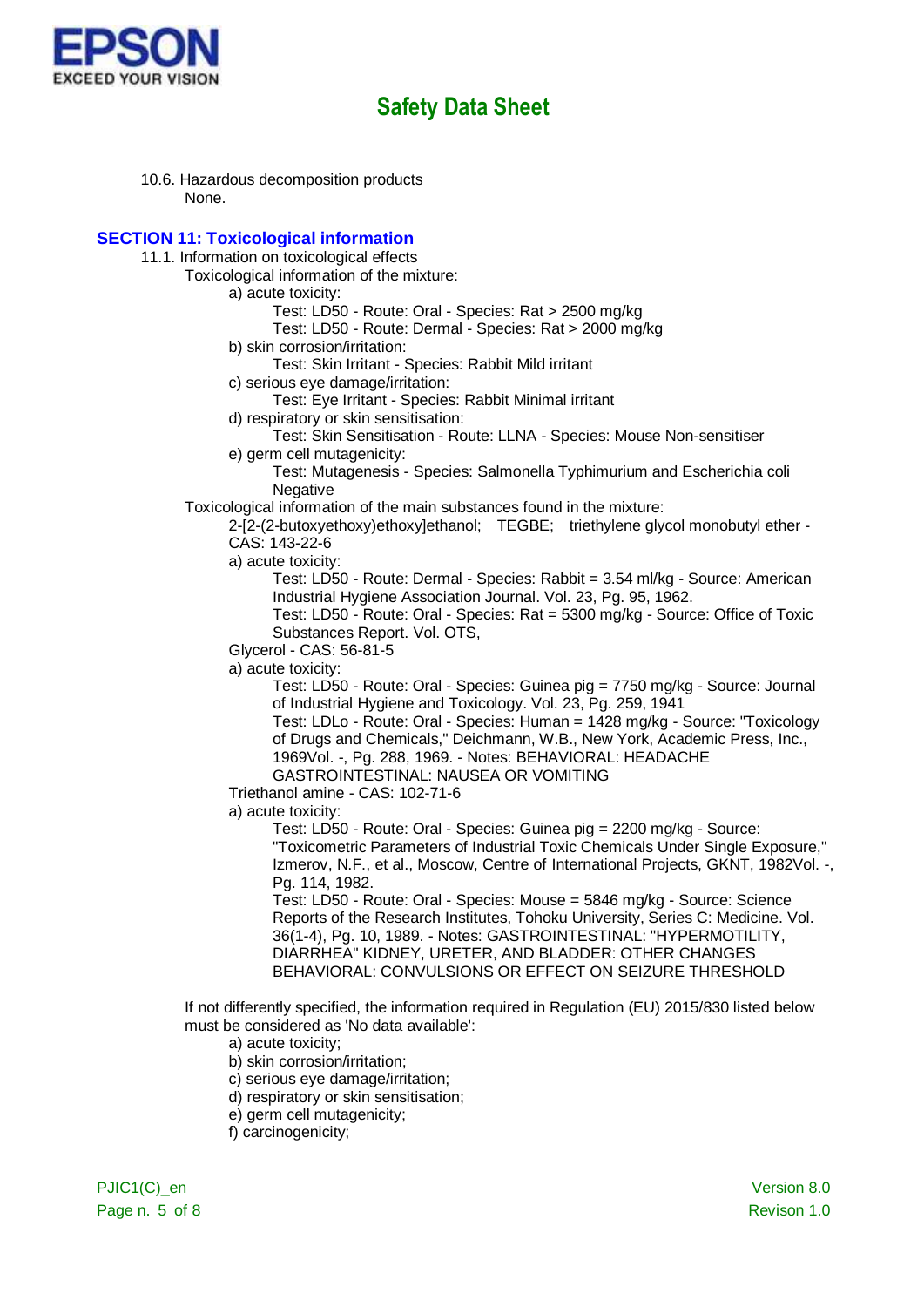10.6. Hazardous decomposition products

None.

## SECTION 11: Toxicological information

11.1. Information on toxicological effects

Toxicological information of the mixture:

a) acute toxicity:

Test: LD50 - Route: Oral - Species: Rat > 2500 mg/kg

Test: LD50 - Route: Dermal - Species: Rat > 2000 mg/kg

b) skin corrosion/irritation:

Test: Skin Irritant - Species: Rabbit Mild irritant

c) serious eye damage/irritation:

Test: Eye Irritant - Species: Rabbit Minimal irritant

d) respiratory or skin sensitisation:

Test: Skin Sensitisation - Route: LLNA - Species: Mouse Non-sensitiser

e) germ cell mutagenicity:

Test: Mutagenesis - Species: Salmonella Typhimurium and Escherichia coli Negative

Toxicological information of the main substances found in the mixture:

2-[2-(2-butoxyethoxy)ethoxy]ethanol; TEGBE; triethylene glycol monobutyl ether - CAS: 143-22-6

a) acute toxicity:

Test: LD50 - Route: Dermal - Species: Rabbit = 3.54 ml/kg - Source: American Industrial Hygiene Association Journal. Vol. 23, Pg. 95, 1962.

Test: LD50 - Route: Oral - Species: Rat = 5300 mg/kg - Source: Office of Toxic Substances Report. Vol. OTS,

Glycerol - CAS: 56-81-5

a) acute toxicity:

Test: LD50 - Route: Oral - Species: Guinea pig = 7750 mg/kg - Source: Journal of Industrial Hygiene and Toxicology. Vol. 23, Pg. 259, 1941

Test: LDLo - Route: Oral - Species: Human = 1428 mg/kg - Source: "Toxicology of Drugs and Chemicals," Deichmann, W.B., New York, Academic Press, Inc., 1969Vol. -, Pg. 288, 1969. - Notes: BEHAVIORAL: HEADACHE GASTROINTESTINAL: NAUSEA OR VOMITING

Triethanol amine - CAS: 102-71-6

a) acute toxicity:

Test: LD50 - Route: Oral - Species: Guinea pig = 2200 mg/kg - Source: "Toxicometric Parameters of Industrial Toxic Chemicals Under Single Exposure," Izmerov, N.F., et al., Moscow, Centre of International Projects, GKNT, 1982Vol. -, Pg. 114, 1982.

Test: LD50 - Route: Oral - Species: Mouse = 5846 mg/kg - Source: Science Reports of the Research Institutes, Tohoku University, Series C: Medicine. Vol. 36(1-4), Pg. 10, 1989. - Notes: GASTROINTESTINAL: "HYPERMOTILITY, DIARRHEA" KIDNEY, URETER, AND BLADDER: OTHER CHANGES BEHAVIORAL: CONVULSIONS OR EFFECT ON SEIZURE THRESHOLD

If not differently specified, the information required in Regulation (EU) 2015/830 listed below must be considered as 'No data available':

a) acute toxicity;
b) skin corrosion/irritation;
c) serious eye damage/irritation;
d) respiratory or skin sensitisation;
e) germ cell mutagenicity;
f) carcinogenicity;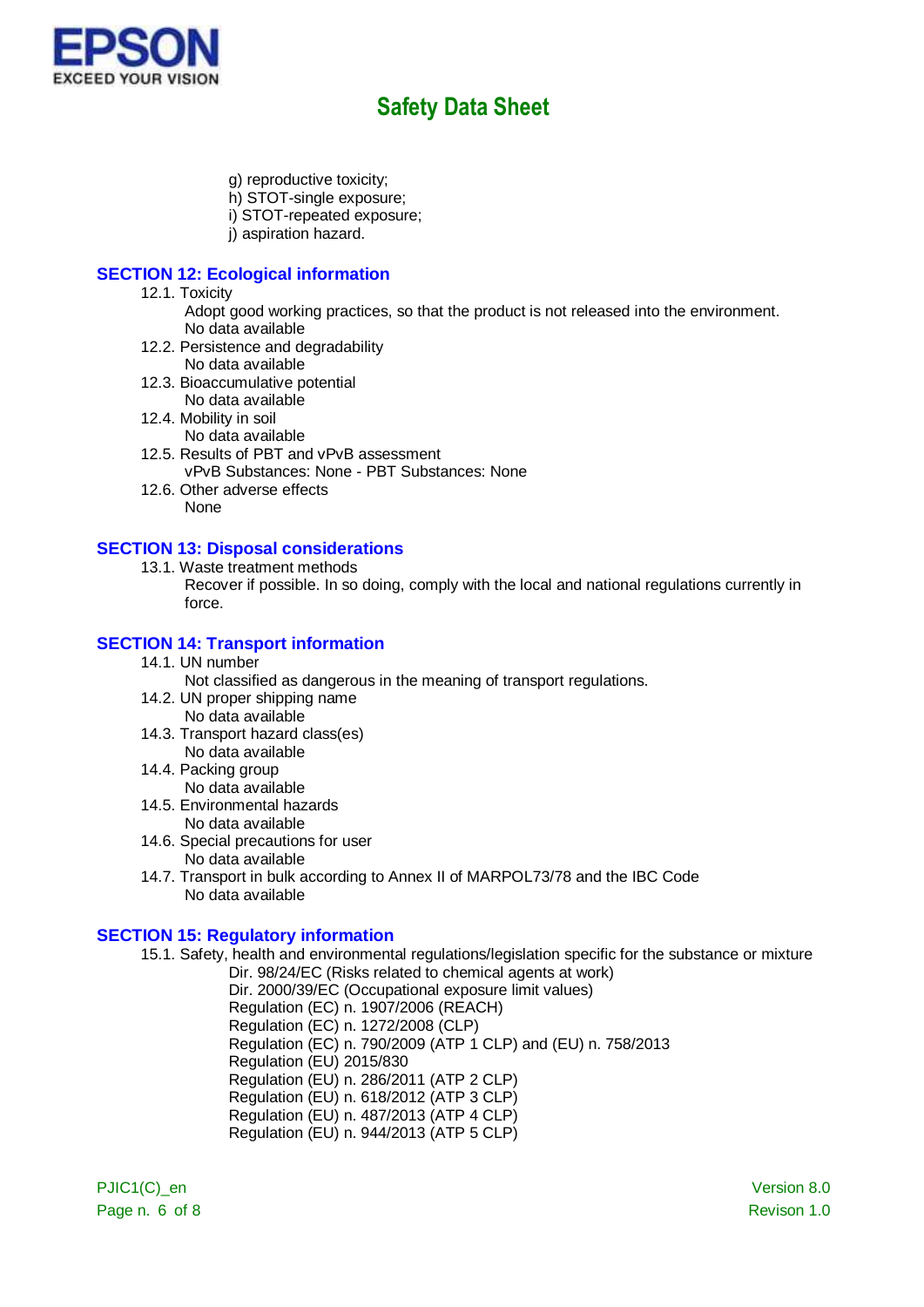g) reproductive toxicity;
h) STOT-single exposure;
i) STOT-repeated exposure;
j) aspiration hazard.

## SECTION 12: Ecological information

12.1. Toxicity
Adopt good working practices, so that the product is not released into the environment.
No data available

12.2. Persistence and degradability
No data available

12.3. Bioaccumulative potential
No data available

12.4. Mobility in soil
No data available

12.5. Results of PBT and vPvB assessment
vPvB Substances: None - PBT Substances: None

12.6. Other adverse effects
None

## SECTION 13: Disposal considerations

13.1. Waste treatment methods
Recover if possible. In so doing, comply with the local and national regulations currently in force.

## SECTION 14: Transport information

14.1. UN number
Not classified as dangerous in the meaning of transport regulations.

14.2. UN proper shipping name
No data available

14.3. Transport hazard class(es)
No data available

14.4. Packing group
No data available

14.5. Environmental hazards
No data available

14.6. Special precautions for user
No data available

14.7. Transport in bulk according to Annex II of MARPOL73/78 and the IBC Code
No data available

## SECTION 15: Regulatory information

15.1. Safety, health and environmental regulations/legislation specific for the substance or mixture
Dir. 98/24/EC (Risks related to chemical agents at work)
Dir. 2000/39/EC (Occupational exposure limit values)
Regulation (EC) n. 1907/2006 (REACH)
Regulation (EC) n. 1272/2008 (CLP)
Regulation (EC) n. 790/2009 (ATP 1 CLP) and (EU) n. 758/2013
Regulation (EU) 2015/830
Regulation (EU) n. 286/2011 (ATP 2 CLP)
Regulation (EU) n. 618/2012 (ATP 3 CLP)
Regulation (EU) n. 487/2013 (ATP 4 CLP)
Regulation (EU) n. 944/2013 (ATP 5 CLP)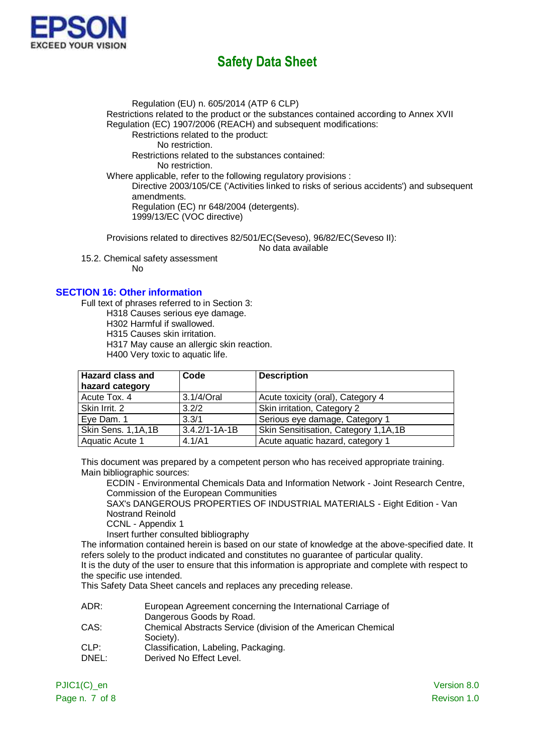Regulation (EU) n. 605/2014 (ATP 6 CLP)

Restrictions related to the product or the substances contained according to Annex XVII Regulation (EC) 1907/2006 (REACH) and subsequent modifications:

Restrictions related to the product:

No restriction.

Restrictions related to the substances contained:

No restriction.

Where applicable, refer to the following regulatory provisions :

Directive 2003/105/CE ('Activities linked to risks of serious accidents') and subsequent amendments.

Regulation (EC) nr 648/2004 (detergents).

1999/13/EC (VOC directive)

Provisions related to directives 82/501/EC(Seveso), 96/82/EC(Seveso II):

No data available

15.2. Chemical safety assessment

No

## SECTION 16: Other information

Full text of phrases referred to in Section 3:

H318 Causes serious eye damage.
H302 Harmful if swallowed.
H315 Causes skin irritation.
H317 May cause an allergic skin reaction.
H400 Very toxic to aquatic life.

| Hazard class and hazard category | Code | Description |
|---|---|---|
| Acute Tox. 4 | 3.1/4/Oral | Acute toxicity (oral), Category 4 |
| Skin Irrit. 2 | 3.2/2 | Skin irritation, Category 2 |
| Eye Dam. 1 | 3.3/1 | Serious eye damage, Category 1 |
| Skin Sens. 1,1A,1B | 3.4.2/1-1A-1B | Skin Sensitisation, Category 1,1A,1B |
| Aquatic Acute 1 | 4.1/A1 | Acute aquatic hazard, category 1 |

This document was prepared by a competent person who has received appropriate training.

Main bibliographic sources:

ECDIN - Environmental Chemicals Data and Information Network - Joint Research Centre, Commission of the European Communities

SAX's DANGEROUS PROPERTIES OF INDUSTRIAL MATERIALS - Eight Edition - Van Nostrand Reinold

CCNL - Appendix 1

Insert further consulted bibliography

The information contained herein is based on our state of knowledge at the above-specified date. It refers solely to the product indicated and constitutes no guarantee of particular quality.

It is the duty of the user to ensure that this information is appropriate and complete with respect to the specific use intended.

This Safety Data Sheet cancels and replaces any preceding release.

ADR: European Agreement concerning the International Carriage of Dangerous Goods by Road.

CAS: Chemical Abstracts Service (division of the American Chemical Society).

CLP: Classification, Labeling, Packaging.

DNEL: Derived No Effect Level.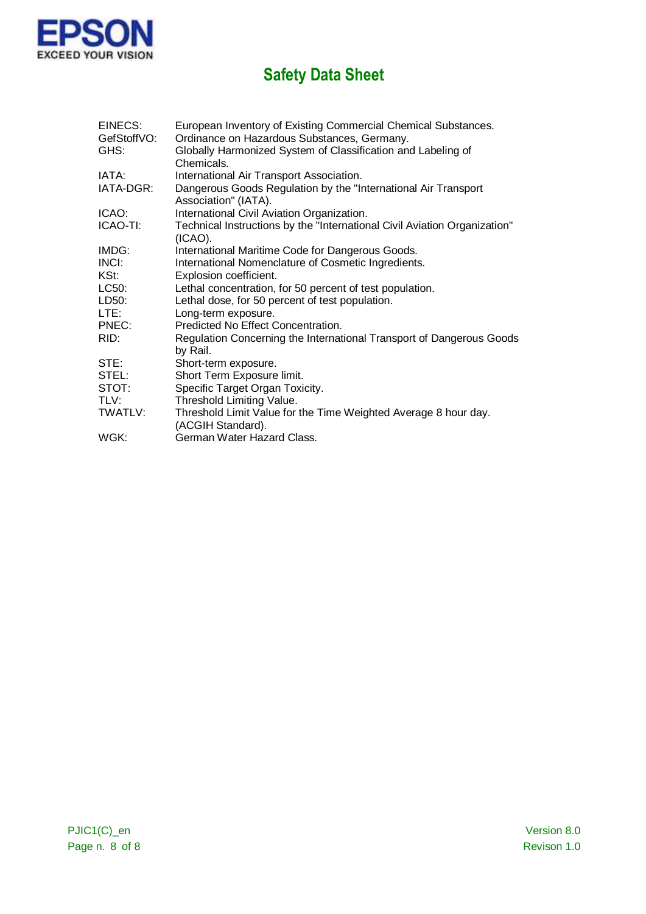| | |
|---|---|
| EINECS: | European Inventory of Existing Commercial Chemical Substances. |
| GefStoffVO: | Ordinance on Hazardous Substances, Germany. |
| GHS: | Globally Harmonized System of Classification and Labeling of Chemicals. |
| IATA: | International Air Transport Association. |
| IATA-DGR: | Dangerous Goods Regulation by the "International Air Transport Association" (IATA). |
| ICAO: | International Civil Aviation Organization. |
| ICAO-TI: | Technical Instructions by the "International Civil Aviation Organization" (ICAO). |
| IMDG: | International Maritime Code for Dangerous Goods. |
| INCI: | International Nomenclature of Cosmetic Ingredients. |
| KSt: | Explosion coefficient. |
| LC50: | Lethal concentration, for 50 percent of test population. |
| LD50: | Lethal dose, for 50 percent of test population. |
| LTE: | Long-term exposure. |
| PNEC: | Predicted No Effect Concentration. |
| RID: | Regulation Concerning the International Transport of Dangerous Goods by Rail. |
| STE: | Short-term exposure. |
| STEL: | Short Term Exposure limit. |
| STOT: | Specific Target Organ Toxicity. |
| TLV: | Threshold Limiting Value. |
| TWATLV: | Threshold Limit Value for the Time Weighted Average 8 hour day. (ACGIH Standard). |
| WGK: | German Water Hazard Class. |